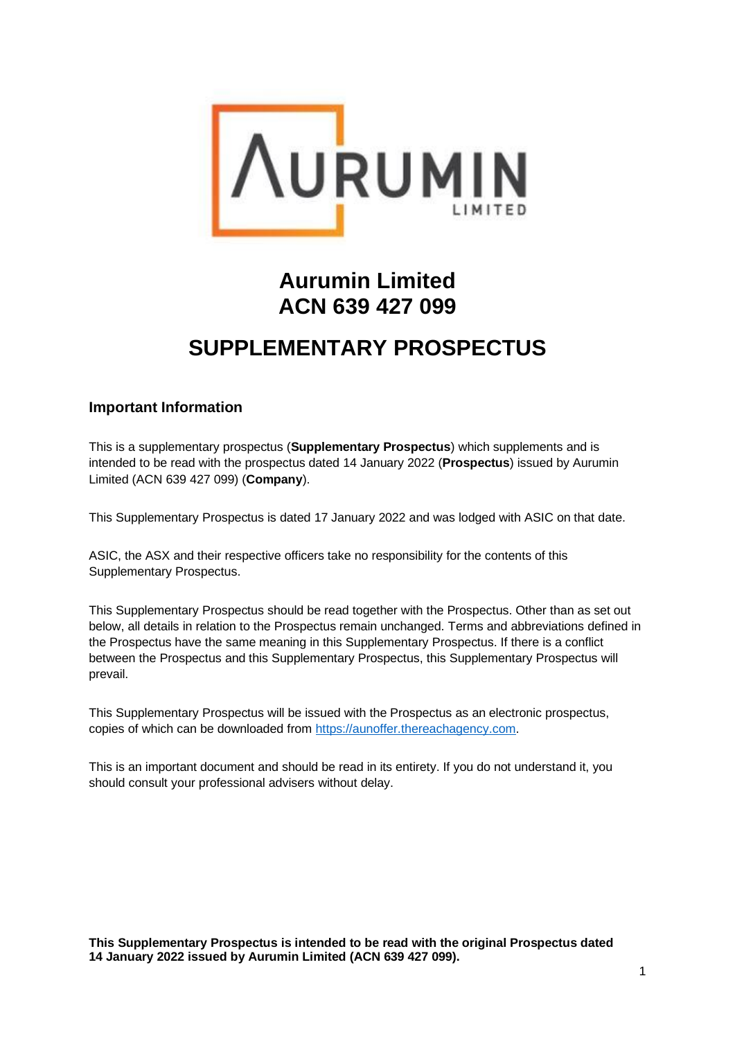# Aurumin Limited
# ACN 639 427 099

# SUPPLEMENTARY PROSPECTUS

## Important Information

This is a supplementary prospectus (**Supplementary Prospectus**) which supplements and is intended to be read with the prospectus dated 14 January 2022 (**Prospectus**) issued by Aurumin Limited (ACN 639 427 099) (**Company**).

This Supplementary Prospectus is dated 17 January 2022 and was lodged with ASIC on that date.

ASIC, the ASX and their respective officers take no responsibility for the contents of this Supplementary Prospectus.

This Supplementary Prospectus should be read together with the Prospectus. Other than as set out below, all details in relation to the Prospectus remain unchanged. Terms and abbreviations defined in the Prospectus have the same meaning in this Supplementary Prospectus. If there is a conflict between the Prospectus and this Supplementary Prospectus, this Supplementary Prospectus will prevail.

This Supplementary Prospectus will be issued with the Prospectus as an electronic prospectus, copies of which can be downloaded from [https://aunoffer.thereachagency.com](https://aunoffer.thereachagency.com).

This is an important document and should be read in its entirety. If you do not understand it, you should consult your professional advisers without delay.

**This Supplementary Prospectus is intended to be read with the original Prospectus dated 14 January 2022 issued by Aurumin Limited (ACN 639 427 099).**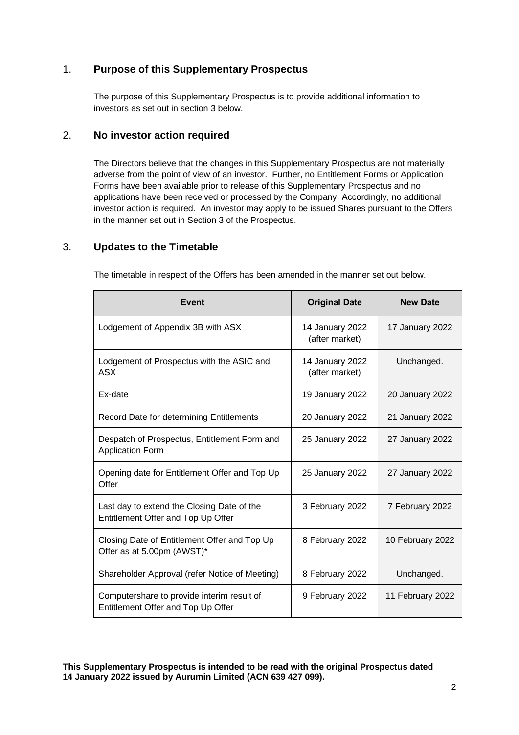## 1. Purpose of this Supplementary Prospectus

The purpose of this Supplementary Prospectus is to provide additional information to investors as set out in section 3 below.

## 2. No investor action required

The Directors believe that the changes in this Supplementary Prospectus are not materially adverse from the point of view of an investor. Further, no Entitlement Forms or Application Forms have been available prior to release of this Supplementary Prospectus and no applications have been received or processed by the Company. Accordingly, no additional investor action is required. An investor may apply to be issued Shares pursuant to the Offers in the manner set out in Section 3 of the Prospectus.

## 3. Updates to the Timetable

The timetable in respect of the Offers has been amended in the manner set out below.

| Event | Original Date | New Date |
|---|---|---|
| Lodgement of Appendix 3B with ASX | 14 January 2022 (after market) | 17 January 2022 |
| Lodgement of Prospectus with the ASIC and ASX | 14 January 2022 (after market) | Unchanged. |
| Ex-date | 19 January 2022 | 20 January 2022 |
| Record Date for determining Entitlements | 20 January 2022 | 21 January 2022 |
| Despatch of Prospectus, Entitlement Form and Application Form | 25 January 2022 | 27 January 2022 |
| Opening date for Entitlement Offer and Top Up Offer | 25 January 2022 | 27 January 2022 |
| Last day to extend the Closing Date of the Entitlement Offer and Top Up Offer | 3 February 2022 | 7 February 2022 |
| Closing Date of Entitlement Offer and Top Up Offer as at 5.00pm (AWST)* | 8 February 2022 | 10 February 2022 |
| Shareholder Approval (refer Notice of Meeting) | 8 February 2022 | Unchanged. |
| Computershare to provide interim result of Entitlement Offer and Top Up Offer | 9 February 2022 | 11 February 2022 |

**This Supplementary Prospectus is intended to be read with the original Prospectus dated 14 January 2022 issued by Aurumin Limited (ACN 639 427 099).**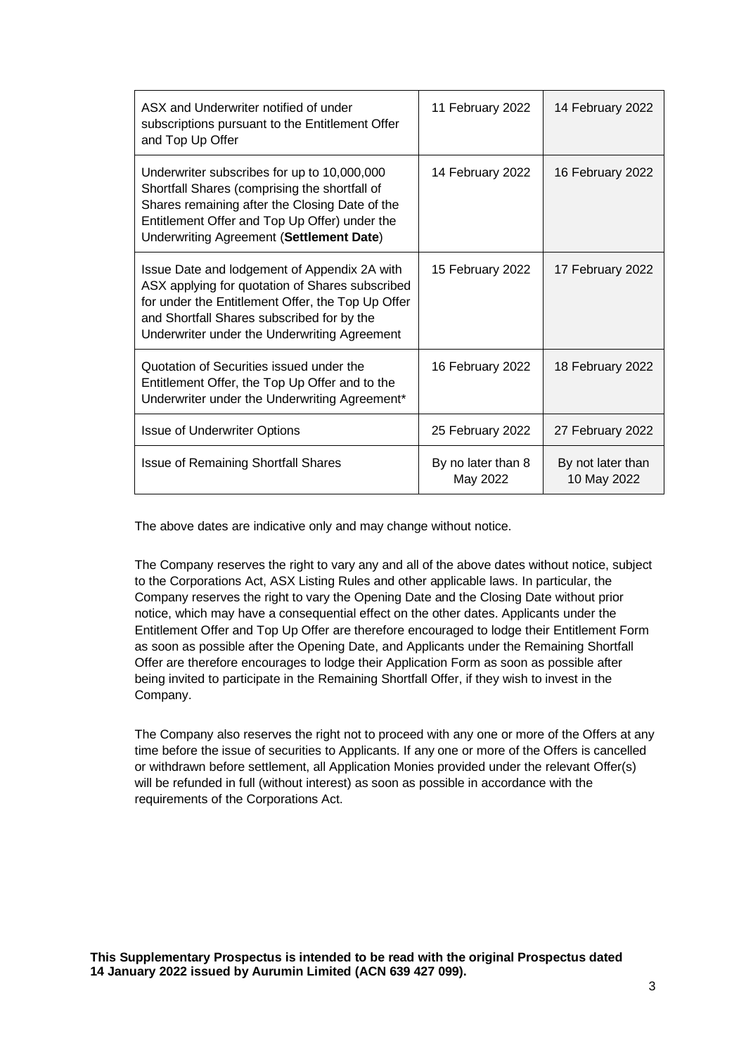| | | |
|---|---|---|
| ASX and Underwriter notified of under subscriptions pursuant to the Entitlement Offer and Top Up Offer | 11 February 2022 | 14 February 2022 |
| Underwriter subscribes for up to 10,000,000 Shortfall Shares (comprising the shortfall of Shares remaining after the Closing Date of the Entitlement Offer and Top Up Offer) under the Underwriting Agreement (**Settlement Date**) | 14 February 2022 | 16 February 2022 |
| Issue Date and lodgement of Appendix 2A with ASX applying for quotation of Shares subscribed for under the Entitlement Offer, the Top Up Offer and Shortfall Shares subscribed for by the Underwriter under the Underwriting Agreement | 15 February 2022 | 17 February 2022 |
| Quotation of Securities issued under the Entitlement Offer, the Top Up Offer and to the Underwriter under the Underwriting Agreement* | 16 February 2022 | 18 February 2022 |
| Issue of Underwriter Options | 25 February 2022 | 27 February 2022 |
| Issue of Remaining Shortfall Shares | By no later than 8 May 2022 | By not later than 10 May 2022 |

The above dates are indicative only and may change without notice.

The Company reserves the right to vary any and all of the above dates without notice, subject to the Corporations Act, ASX Listing Rules and other applicable laws. In particular, the Company reserves the right to vary the Opening Date and the Closing Date without prior notice, which may have a consequential effect on the other dates. Applicants under the Entitlement Offer and Top Up Offer are therefore encouraged to lodge their Entitlement Form as soon as possible after the Opening Date, and Applicants under the Remaining Shortfall Offer are therefore encourages to lodge their Application Form as soon as possible after being invited to participate in the Remaining Shortfall Offer, if they wish to invest in the Company.

The Company also reserves the right not to proceed with any one or more of the Offers at any time before the issue of securities to Applicants. If any one or more of the Offers is cancelled or withdrawn before settlement, all Application Monies provided under the relevant Offer(s) will be refunded in full (without interest) as soon as possible in accordance with the requirements of the Corporations Act.

**This Supplementary Prospectus is intended to be read with the original Prospectus dated 14 January 2022 issued by Aurumin Limited (ACN 639 427 099).**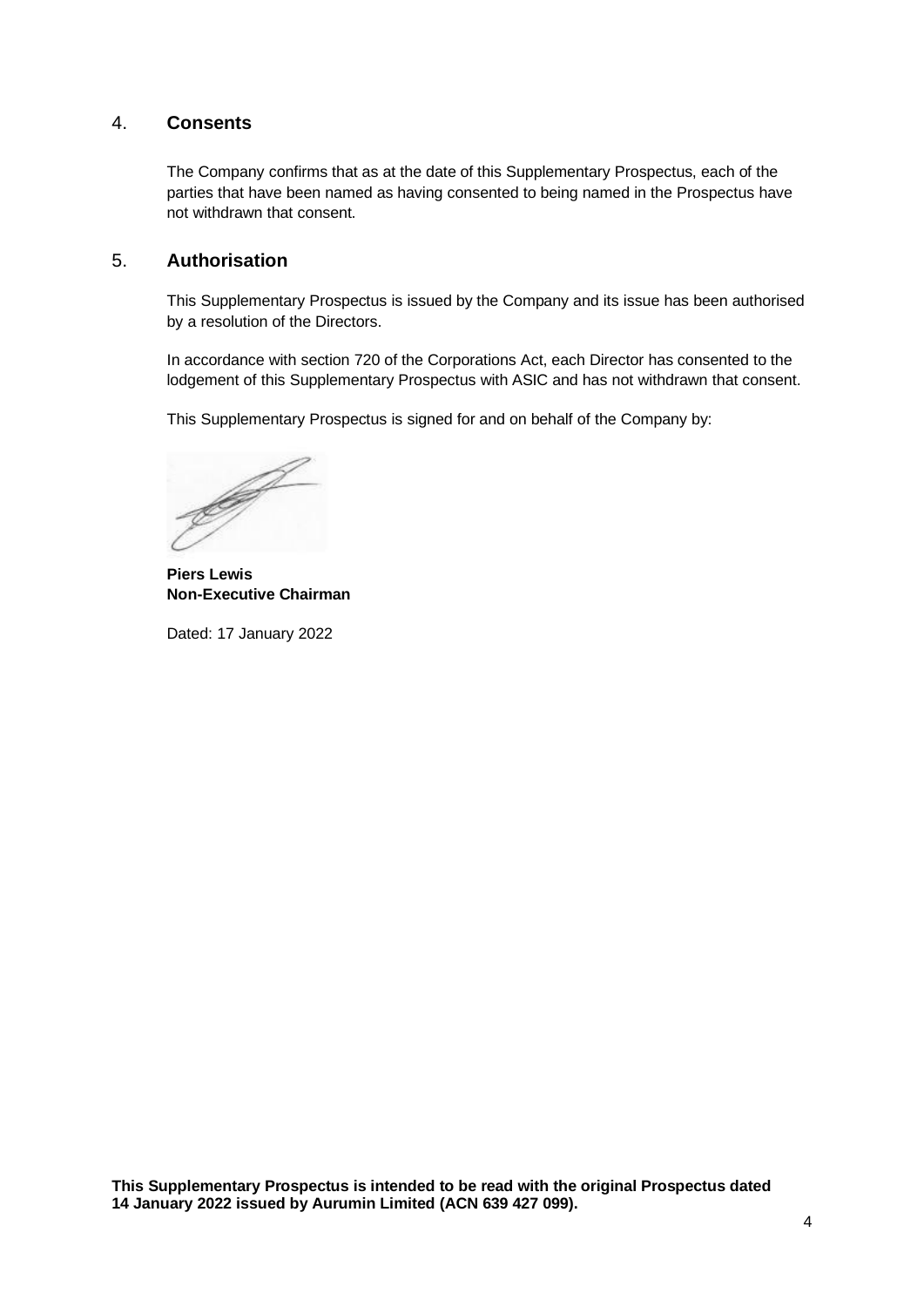## 4. Consents

The Company confirms that as at the date of this Supplementary Prospectus, each of the parties that have been named as having consented to being named in the Prospectus have not withdrawn that consent.

## 5. Authorisation

This Supplementary Prospectus is issued by the Company and its issue has been authorised by a resolution of the Directors.

In accordance with section 720 of the Corporations Act, each Director has consented to the lodgement of this Supplementary Prospectus with ASIC and has not withdrawn that consent.

This Supplementary Prospectus is signed for and on behalf of the Company by:

**Piers Lewis**
**Non-Executive Chairman**

Dated: 17 January 2022

**This Supplementary Prospectus is intended to be read with the original Prospectus dated 14 January 2022 issued by Aurumin Limited (ACN 639 427 099).**